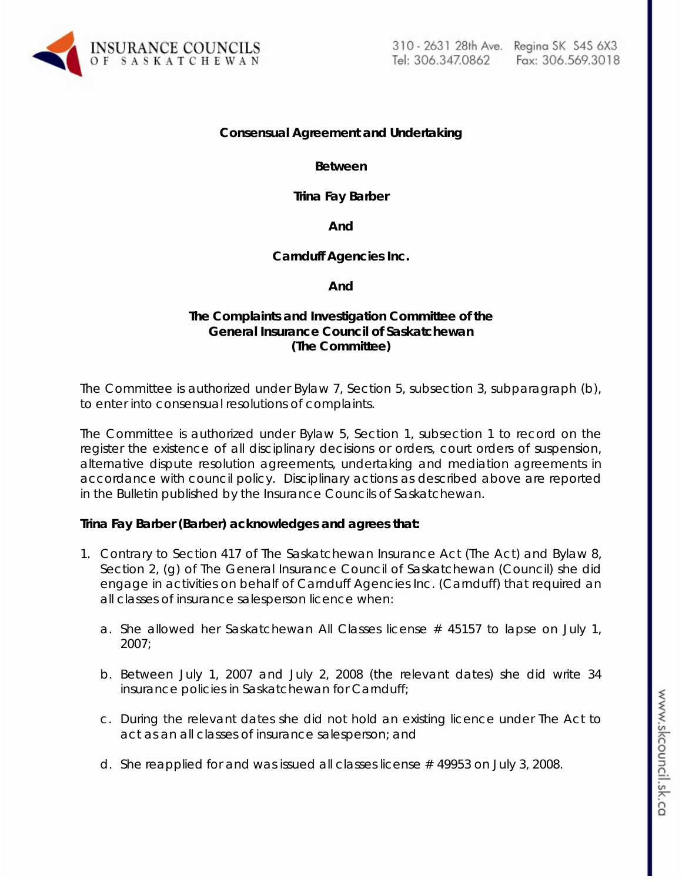**Consensual Agreement and Undertaking**

**Between**

**Trina Fay Barber**

**And**

**Carnduff Agencies Inc.**

**And**

**The Complaints and Investigation Committee of the General Insurance Council of Saskatchewan (The Committee)**

The Committee is authorized under Bylaw 7, Section 5, subsection 3, subparagraph (b), to enter into consensual resolutions of complaints.

The Committee is authorized under Bylaw 5, Section 1, subsection 1 to record on the register the existence of all disciplinary decisions or orders, court orders of suspension, alternative dispute resolution agreements, undertaking and mediation agreements in accordance with council policy. Disciplinary actions as described above are reported in the Bulletin published by the Insurance Councils of Saskatchewan.

**Trina Fay Barber (Barber) acknowledges and agrees that:**

1. Contrary to Section 417 of The Saskatchewan Insurance Act (The Act) and Bylaw 8, Section 2, (g) of The General Insurance Council of Saskatchewan (Council) she did engage in activities on behalf of Carnduff Agencies Inc. (Carnduff) that required an all classes of insurance salesperson licence when:

   a. She allowed her Saskatchewan All Classes license # 45157 to lapse on July 1, 2007;

   b. Between July 1, 2007 and July 2, 2008 (the relevant dates) she did write 34 insurance policies in Saskatchewan for Carnduff;

   c. During the relevant dates she did not hold an existing licence under The Act to act as an all classes of insurance salesperson; and

   d. She reapplied for and was issued all classes license # 49953 on July 3, 2008.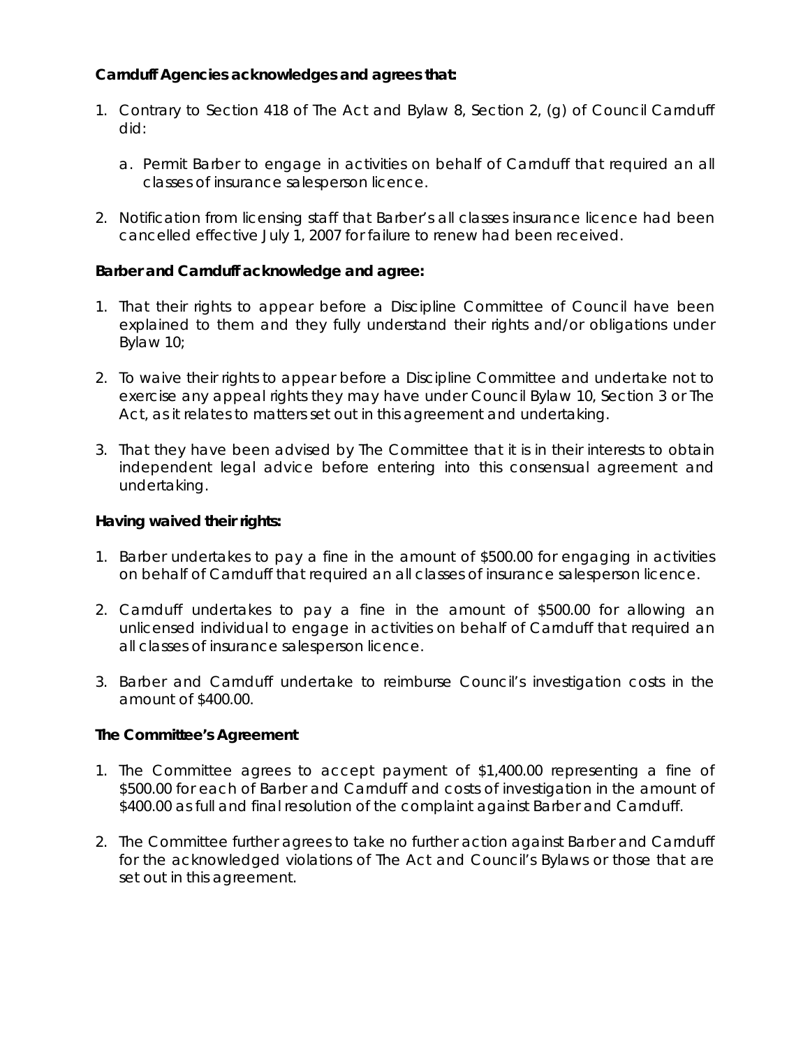**Carnduff Agencies acknowledges and agrees that:**

1. Contrary to Section 418 of The Act and Bylaw 8, Section 2, (g) of Council Carnduff did:

   a. Permit Barber to engage in activities on behalf of Carnduff that required an all classes of insurance salesperson licence.

2. Notification from licensing staff that Barber's all classes insurance licence had been cancelled effective July 1, 2007 for failure to renew had been received.

**Barber and Carnduff acknowledge and agree:**

1. That their rights to appear before a Discipline Committee of Council have been explained to them and they fully understand their rights and/or obligations under Bylaw 10;

2. To waive their rights to appear before a Discipline Committee and undertake not to exercise any appeal rights they may have under Council Bylaw 10, Section 3 or The Act, as it relates to matters set out in this agreement and undertaking.

3. That they have been advised by The Committee that it is in their interests to obtain independent legal advice before entering into this consensual agreement and undertaking.

**Having waived their rights:**

1. Barber undertakes to pay a fine in the amount of $500.00 for engaging in activities on behalf of Carnduff that required an all classes of insurance salesperson licence.

2. Carnduff undertakes to pay a fine in the amount of $500.00 for allowing an unlicensed individual to engage in activities on behalf of Carnduff that required an all classes of insurance salesperson licence.

3. Barber and Carnduff undertake to reimburse Council's investigation costs in the amount of $400.00.

**The Committee's Agreement**

1. The Committee agrees to accept payment of $1,400.00 representing a fine of $500.00 for each of Barber and Carnduff and costs of investigation in the amount of $400.00 as full and final resolution of the complaint against Barber and Carnduff.

2. The Committee further agrees to take no further action against Barber and Carnduff for the acknowledged violations of The Act and Council's Bylaws or those that are set out in this agreement.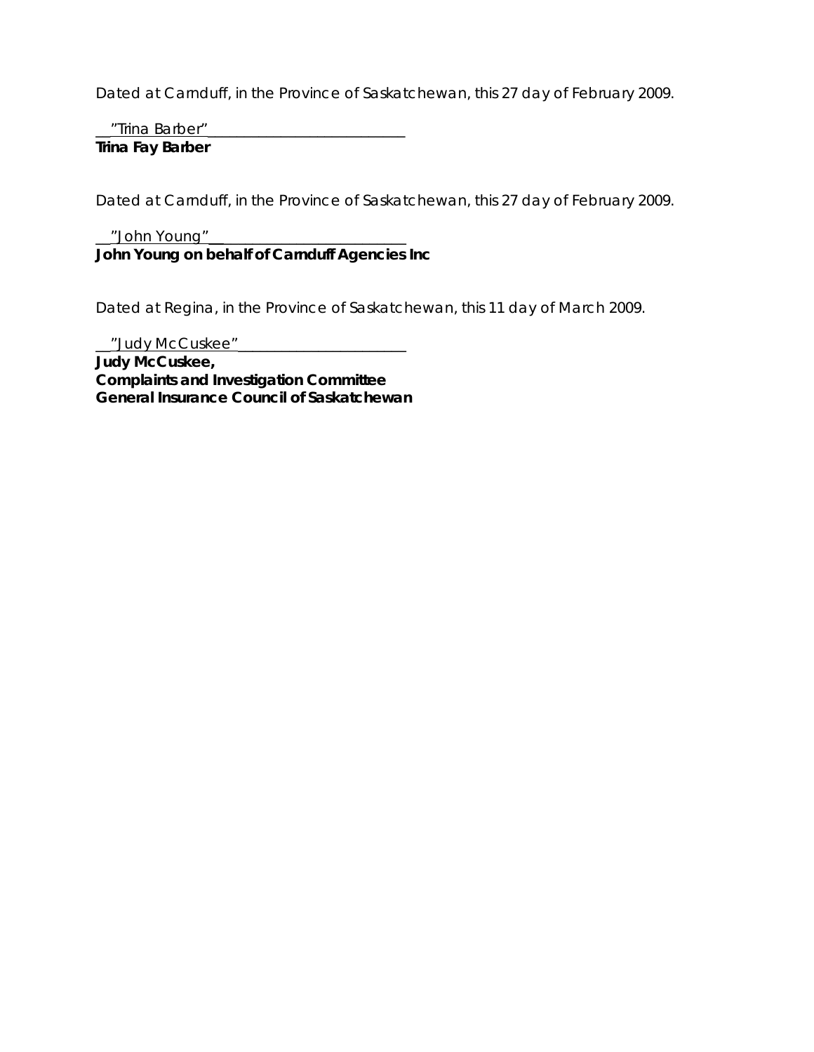Dated at Carnduff, in the Province of Saskatchewan, this 27 day of February 2009.

__"Trina Barber"__________________________

**Trina Fay Barber**

Dated at Carnduff, in the Province of Saskatchewan, this 27 day of February 2009.

__"John Young"__________________________

**John Young on behalf of Carnduff Agencies Inc**

Dated at Regina, in the Province of Saskatchewan, this 11 day of March 2009.

__"Judy McCuskee"______________________

**Judy McCuskee,**
**Complaints and Investigation Committee**
**General Insurance Council of Saskatchewan**